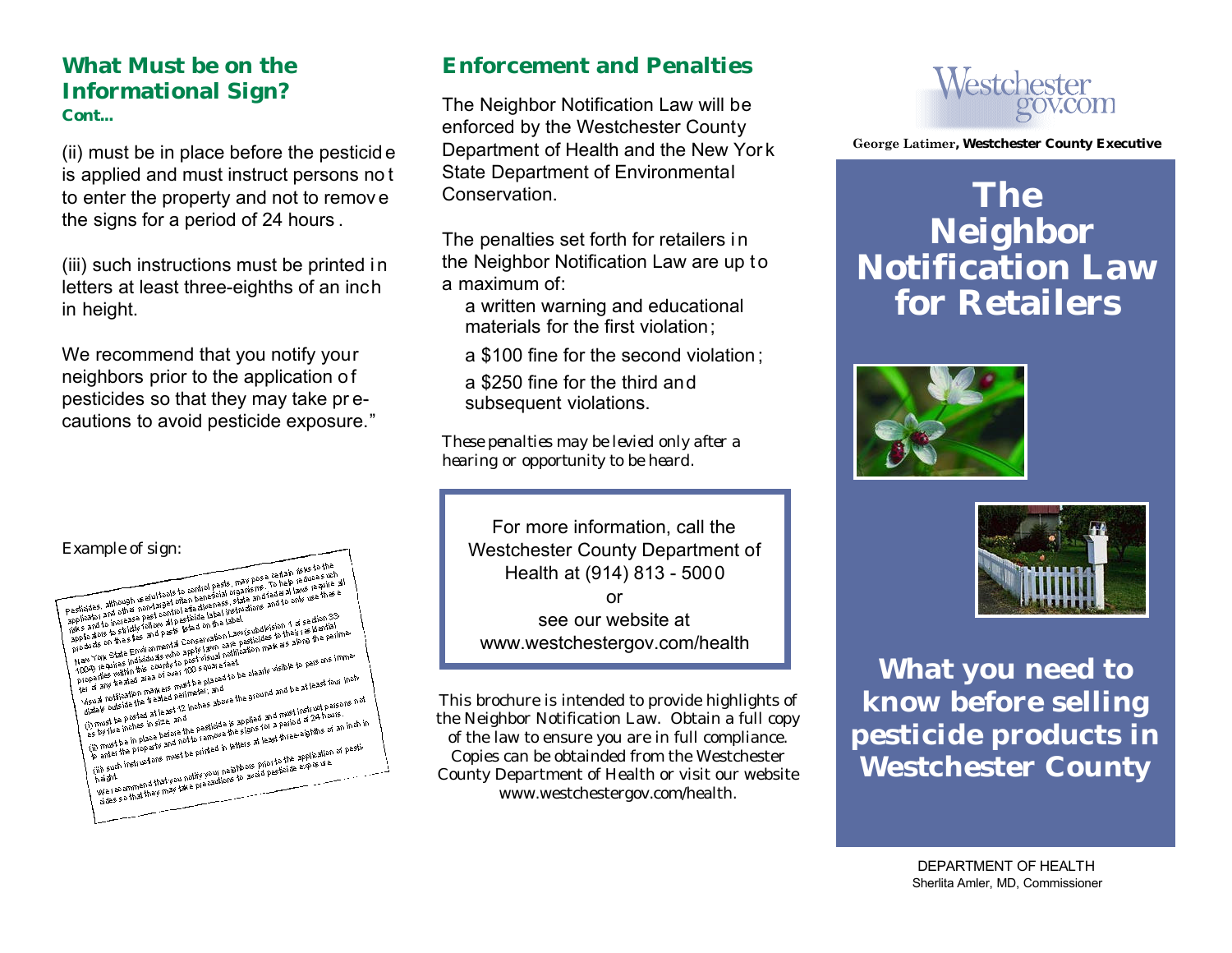## What Must be on the Informational Sign?

**Cont...**

(ii) must be in place before the pesticide is applied and must instruct persons not to enter the property and not to remove the signs for a period of 24 hours.

(iii) such instructions must be printed in letters at least three-eighths of an inch in height.

We recommend that you notify your neighbors prior to the application of pesticides so that they may take pre-cautions to avoid pesticide exposure."

Example of sign:

Pesticides, although useful tools to control pests, may pose certain risks to the applicator and other nontarget often beneficial organisms. To help reduce such risks and to increase pest control effectiveness, state and federal laws require all applicators to strictly follow all pesticide label instructions and to only use these products on the sites and pests listed on the label.

New York State Environmental Conservation Law subdivision 1 of section 33-1004 requires individuals who apply lawn care pesticides to their residential properties within this county to post visual notification markers along the perimeter of any treated area of over 100 square feet.

Visual notification markers must be placed to be clearly visible to persons immediately outside the treated perimeter; and

(i) must be posted at least 12 inches above the ground and be at least four inches by five inches in size, and

(ii) must be in place before the pesticide is applied and must instruct persons not to enter the property and not to remove the signs for a period of 24 hours.

(iii) such instructions must be printed in letters at least three-eighths of an inch in height.

We recommend that you notify your neighbors prior to the application of pesticides so that they may take precautions to avoid pesticide exposure.

## Enforcement and Penalties

The Neighbor Notification Law will be enforced by the Westchester County Department of Health and the New York State Department of Environmental Conservation.

The penalties set forth for retailers in the Neighbor Notification Law are up to a maximum of:

- a written warning and educational materials for the first violation;
- a $100 fine for the second violation;
- a $250 fine for the third and subsequent violations.

*These penalties may be levied only after a hearing or opportunity to be heard.*

For more information, call the Westchester County Department of Health at (914) 813 - 5000
or
see our website at
www.westchestergov.com/health

This brochure is intended to provide highlights of the Neighbor Notification Law. Obtain a full copy of the law to ensure you are in full compliance. Copies can be obtainded from the Westchester County Department of Health or visit our website www.westchestergov.com/health.

Westchester gov.com

George Latimer, Westchester County Executive

# The Neighbor Notification Law for Retailers

## What you need to know before selling pesticide products in Westchester County

DEPARTMENT OF HEALTH
Sherlita Amler, MD, Commissioner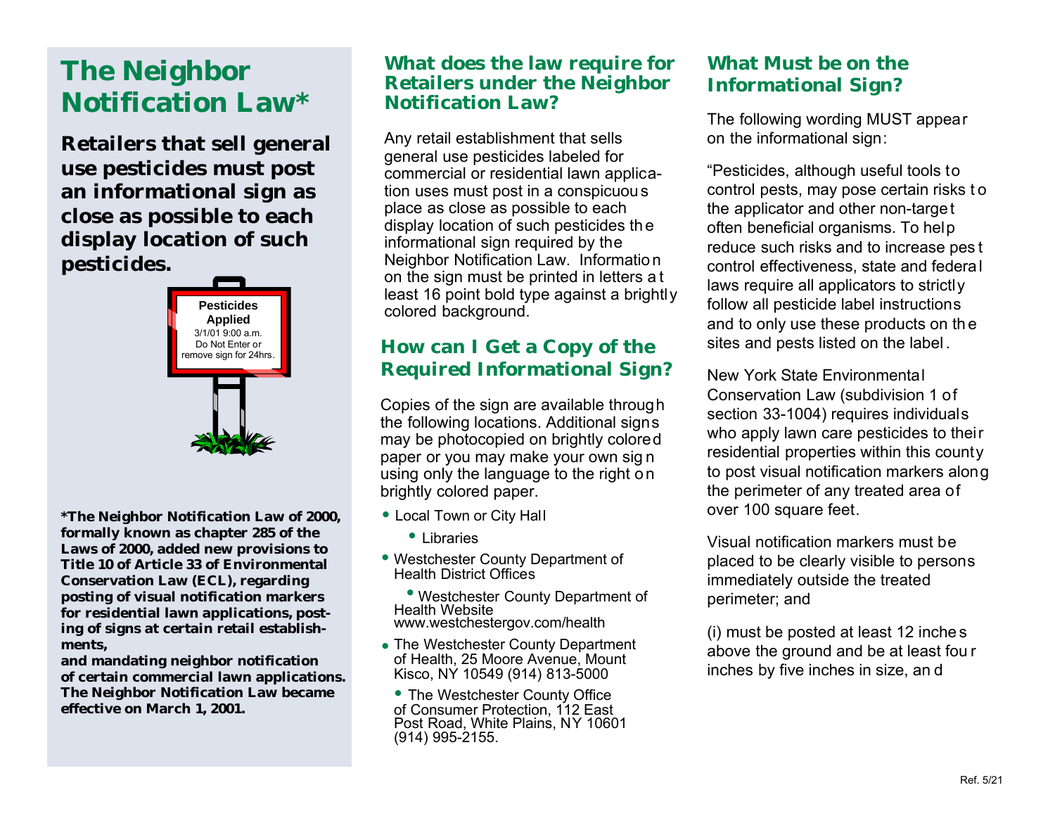# The Neighbor Notification Law*

**Retailers that sell general use pesticides must post an informational sign as close as possible to each display location of such pesticides.**

Pesticides Applied
3/1/01 9:00 a.m.
Do Not Enter or
remove sign for 24hrs.

**\*The Neighbor Notification Law of 2000, formally known as chapter 285 of the Laws of 2000, added new provisions to Title 10 of Article 33 of Environmental Conservation Law (ECL), regarding posting of visual notification markers for residential lawn applications, posting of signs at certain retail establishments,**

**and mandating neighbor notification of certain commercial lawn applications. The Neighbor Notification Law became effective on March 1, 2001.**

## What does the law require for Retailers under the Neighbor Notification Law?

Any retail establishment that sells general use pesticides labeled for commercial or residential lawn application uses must post in a conspicuous place as close as possible to each display location of such pesticides the informational sign required by the Neighbor Notification Law. Information on the sign must be printed in letters at least 16 point bold type against a brightly colored background.

## How can I Get a Copy of the Required Informational Sign?

Copies of the sign are available through the following locations. Additional signs may be photocopied on brightly colored paper or you may make your own sign using only the language to the right on brightly colored paper.

- Local Town or City Hall
- Libraries
- Westchester County Department of Health District Offices
- Westchester County Department of Health Website www.westchestergov.com/health
- The Westchester County Department of Health, 25 Moore Avenue, Mount Kisco, NY 10549 (914) 813-5000
- The Westchester County Office of Consumer Protection, 112 East Post Road, White Plains, NY 10601 (914) 995-2155.

## What Must be on the Informational Sign?

The following wording MUST appear on the informational sign:

"Pesticides, although useful tools to control pests, may pose certain risks to the applicator and other non-target often beneficial organisms. To help reduce such risks and to increase pest control effectiveness, state and federal laws require all applicators to strictly follow all pesticide label instructions and to only use these products on the sites and pests listed on the label.

New York State Environmental Conservation Law (subdivision 1 of section 33-1004) requires individuals who apply lawn care pesticides to their residential properties within this county to post visual notification markers along the perimeter of any treated area of over 100 square feet.

Visual notification markers must be placed to be clearly visible to persons immediately outside the treated perimeter; and

(i) must be posted at least 12 inches above the ground and be at least four inches by five inches in size, and

Ref. 5/21